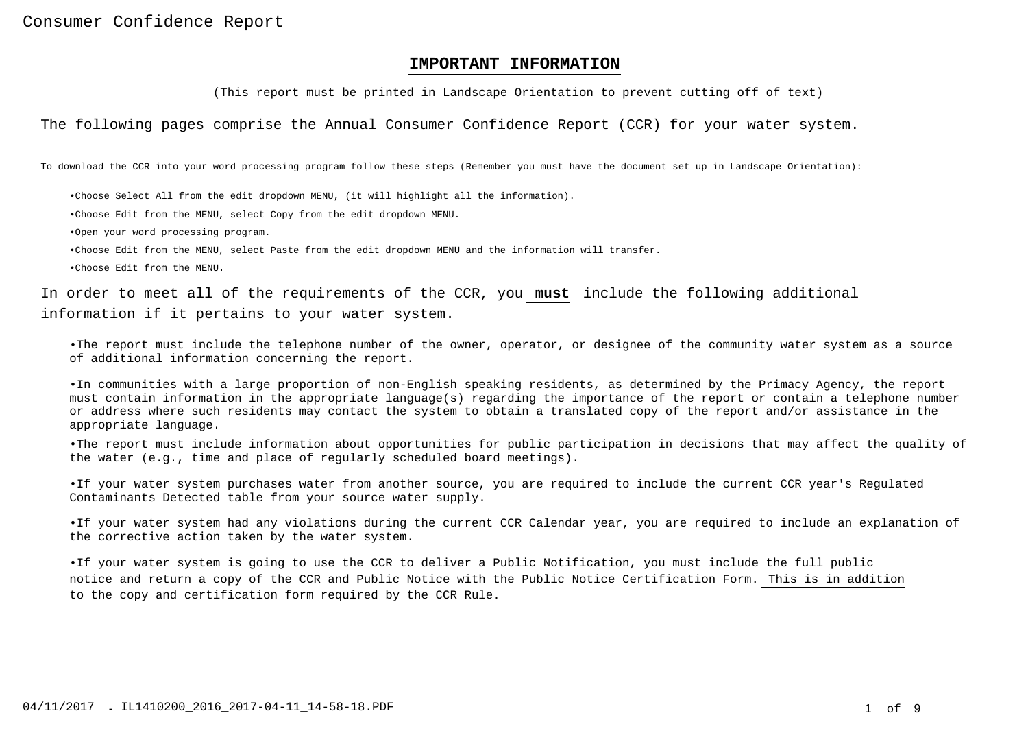Consumer Confidence Report

## IMPORTANT INFORMATION

(This report must be printed in Landscape Orientation to prevent cutting off of text)

The following pages comprise the Annual Consumer Confidence Report (CCR) for your water system.

To download the CCR into your word processing program follow these steps (Remember you must have the document set up in Landscape Orientation):

- Choose Select All from the edit dropdown MENU, (it will highlight all the information).
- Choose Edit from the MENU, select Copy from the edit dropdown MENU.
- Open your word processing program.
- Choose Edit from the MENU, select Paste from the edit dropdown MENU and the information will transfer.
- Choose Edit from the MENU.

In order to meet all of the requirements of the CCR, you **must** include the following additional information if it pertains to your water system.

- The report must include the telephone number of the owner, operator, or designee of the community water system as a source of additional information concerning the report.
- In communities with a large proportion of non-English speaking residents, as determined by the Primacy Agency, the report must contain information in the appropriate language(s) regarding the importance of the report or contain a telephone number or address where such residents may contact the system to obtain a translated copy of the report and/or assistance in the appropriate language.
- The report must include information about opportunities for public participation in decisions that may affect the quality of the water (e.g., time and place of regularly scheduled board meetings).
- If your water system purchases water from another source, you are required to include the current CCR year's Regulated Contaminants Detected table from your source water supply.
- If your water system had any violations during the current CCR Calendar year, you are required to include an explanation of the corrective action taken by the water system.
- If your water system is going to use the CCR to deliver a Public Notification, you must include the full public notice and return a copy of the CCR and Public Notice with the Public Notice Certification Form. This is in addition to the copy and certification form required by the CCR Rule.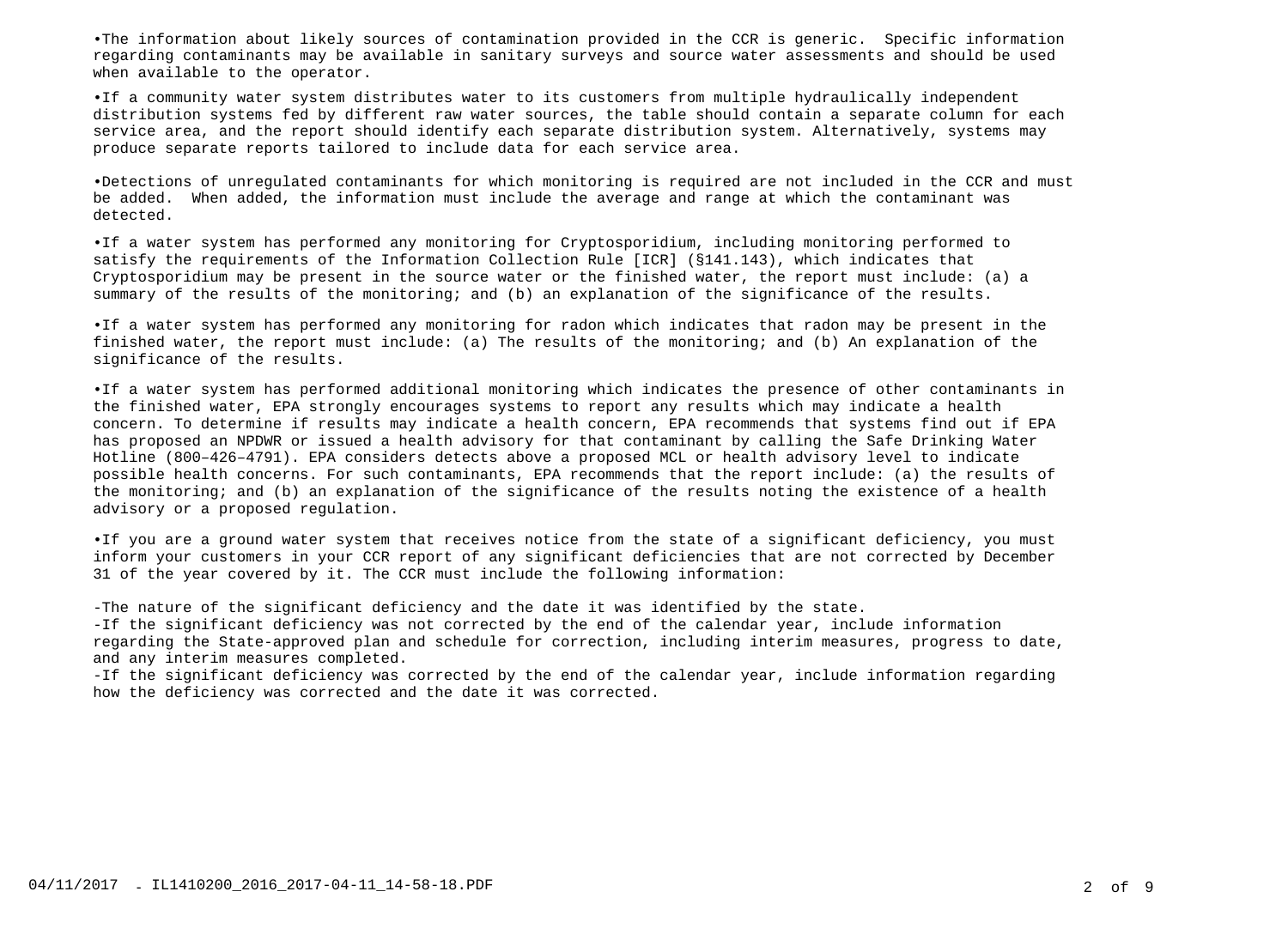•The information about likely sources of contamination provided in the CCR is generic. Specific information regarding contaminants may be available in sanitary surveys and source water assessments and should be used when available to the operator.

•If a community water system distributes water to its customers from multiple hydraulically independent distribution systems fed by different raw water sources, the table should contain a separate column for each service area, and the report should identify each separate distribution system. Alternatively, systems may produce separate reports tailored to include data for each service area.

•Detections of unregulated contaminants for which monitoring is required are not included in the CCR and must be added. When added, the information must include the average and range at which the contaminant was detected.

•If a water system has performed any monitoring for Cryptosporidium, including monitoring performed to satisfy the requirements of the Information Collection Rule [ICR] (§141.143), which indicates that Cryptosporidium may be present in the source water or the finished water, the report must include: (a) a summary of the results of the monitoring; and (b) an explanation of the significance of the results.

•If a water system has performed any monitoring for radon which indicates that radon may be present in the finished water, the report must include: (a) The results of the monitoring; and (b) An explanation of the significance of the results.

•If a water system has performed additional monitoring which indicates the presence of other contaminants in the finished water, EPA strongly encourages systems to report any results which may indicate a health concern. To determine if results may indicate a health concern, EPA recommends that systems find out if EPA has proposed an NPDWR or issued a health advisory for that contaminant by calling the Safe Drinking Water Hotline (800–426–4791). EPA considers detects above a proposed MCL or health advisory level to indicate possible health concerns. For such contaminants, EPA recommends that the report include: (a) the results of the monitoring; and (b) an explanation of the significance of the results noting the existence of a health advisory or a proposed regulation.

•If you are a ground water system that receives notice from the state of a significant deficiency, you must inform your customers in your CCR report of any significant deficiencies that are not corrected by December 31 of the year covered by it. The CCR must include the following information:

-The nature of the significant deficiency and the date it was identified by the state.
-If the significant deficiency was not corrected by the end of the calendar year, include information regarding the State-approved plan and schedule for correction, including interim measures, progress to date, and any interim measures completed.
-If the significant deficiency was corrected by the end of the calendar year, include information regarding how the deficiency was corrected and the date it was corrected.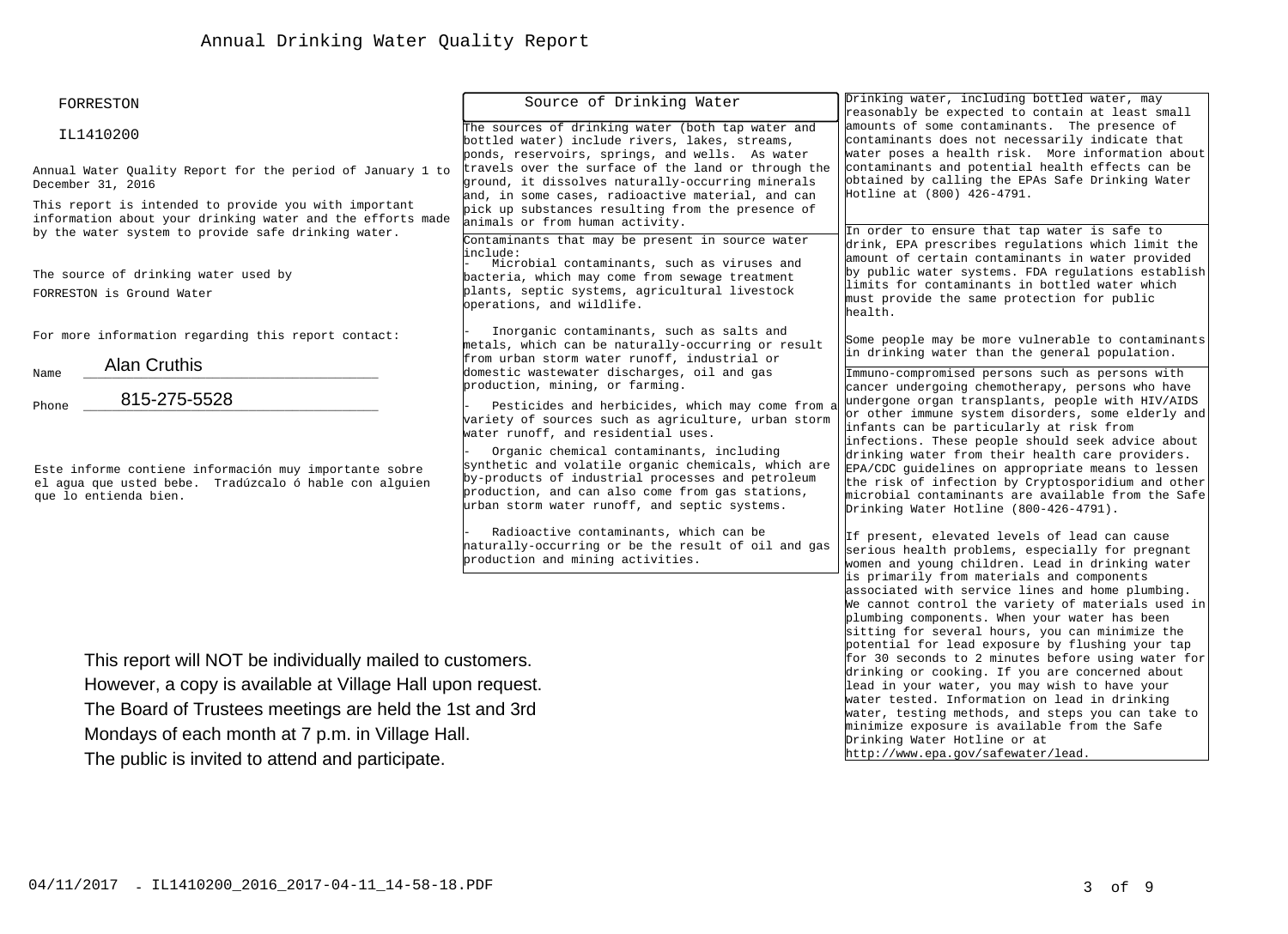# Annual Drinking Water Quality Report

FORRESTON

IL1410200

Annual Water Quality Report for the period of January 1 to December 31, 2016

This report is intended to provide you with important information about your drinking water and the efforts made by the water system to provide safe drinking water.

The source of drinking water used by FORRESTON is Ground Water

For more information regarding this report contact:

Name Alan Cruthis

Phone 815-275-5528

Este informe contiene información muy importante sobre el agua que usted bebe. Tradúzcalo ó hable con alguien que lo entienda bien.

This report will NOT be individually mailed to customers.
However, a copy is available at Village Hall upon request.
The Board of Trustees meetings are held the 1st and 3rd Mondays of each month at 7 p.m. in Village Hall.
The public is invited to attend and participate.

## Source of Drinking Water

The sources of drinking water (both tap water and bottled water) include rivers, lakes, streams, ponds, reservoirs, springs, and wells. As water travels over the surface of the land or through the ground, it dissolves naturally-occurring minerals and, in some cases, radioactive material, and can pick up substances resulting from the presence of animals or from human activity.

Contaminants that may be present in source water include:

- Microbial contaminants, such as viruses and bacteria, which may come from sewage treatment plants, septic systems, agricultural livestock operations, and wildlife.
- Inorganic contaminants, such as salts and metals, which can be naturally-occurring or result from urban storm water runoff, industrial or domestic wastewater discharges, oil and gas production, mining, or farming.
- Pesticides and herbicides, which may come from a variety of sources such as agriculture, urban storm water runoff, and residential uses.
- Organic chemical contaminants, including synthetic and volatile organic chemicals, which are by-products of industrial processes and petroleum production, and can also come from gas stations, urban storm water runoff, and septic systems.
- Radioactive contaminants, which can be naturally-occurring or be the result of oil and gas production and mining activities.

Drinking water, including bottled water, may reasonably be expected to contain at least small amounts of some contaminants. The presence of contaminants does not necessarily indicate that water poses a health risk. More information about contaminants and potential health effects can be obtained by calling the EPAs Safe Drinking Water Hotline at (800) 426-4791.

In order to ensure that tap water is safe to drink, EPA prescribes regulations which limit the amount of certain contaminants in water provided by public water systems. FDA regulations establish limits for contaminants in bottled water which must provide the same protection for public health.

Some people may be more vulnerable to contaminants in drinking water than the general population.

Immuno-compromised persons such as persons with cancer undergoing chemotherapy, persons who have undergone organ transplants, people with HIV/AIDS or other immune system disorders, some elderly and infants can be particularly at risk from infections. These people should seek advice about drinking water from their health care providers. EPA/CDC guidelines on appropriate means to lessen the risk of infection by Cryptosporidium and other microbial contaminants are available from the Safe Drinking Water Hotline (800-426-4791).

If present, elevated levels of lead can cause serious health problems, especially for pregnant women and young children. Lead in drinking water is primarily from materials and components associated with service lines and home plumbing. We cannot control the variety of materials used in plumbing components. When your water has been sitting for several hours, you can minimize the potential for lead exposure by flushing your tap for 30 seconds to 2 minutes before using water for drinking or cooking. If you are concerned about lead in your water, you may wish to have your water tested. Information on lead in drinking water, testing methods, and steps you can take to minimize exposure is available from the Safe Drinking Water Hotline or at http://www.epa.gov/safewater/lead.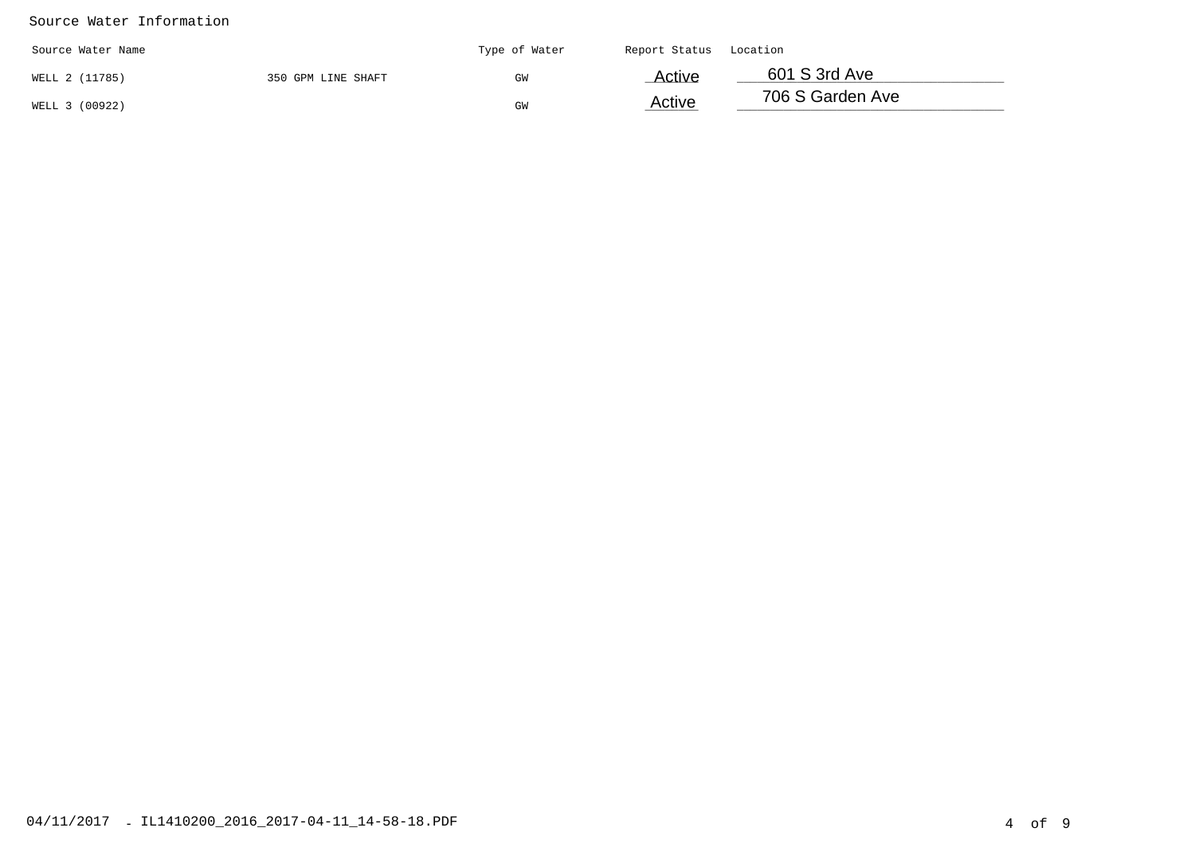## Source Water Information

| Source Water Name | | Type of Water | Report Status | Location |
|---|---|---|---|---|
| WELL 2 (11785) | 350 GPM LINE SHAFT | GW | Active | 601 S 3rd Ave |
| WELL 3 (00922) | | GW | Active | 706 S Garden Ave |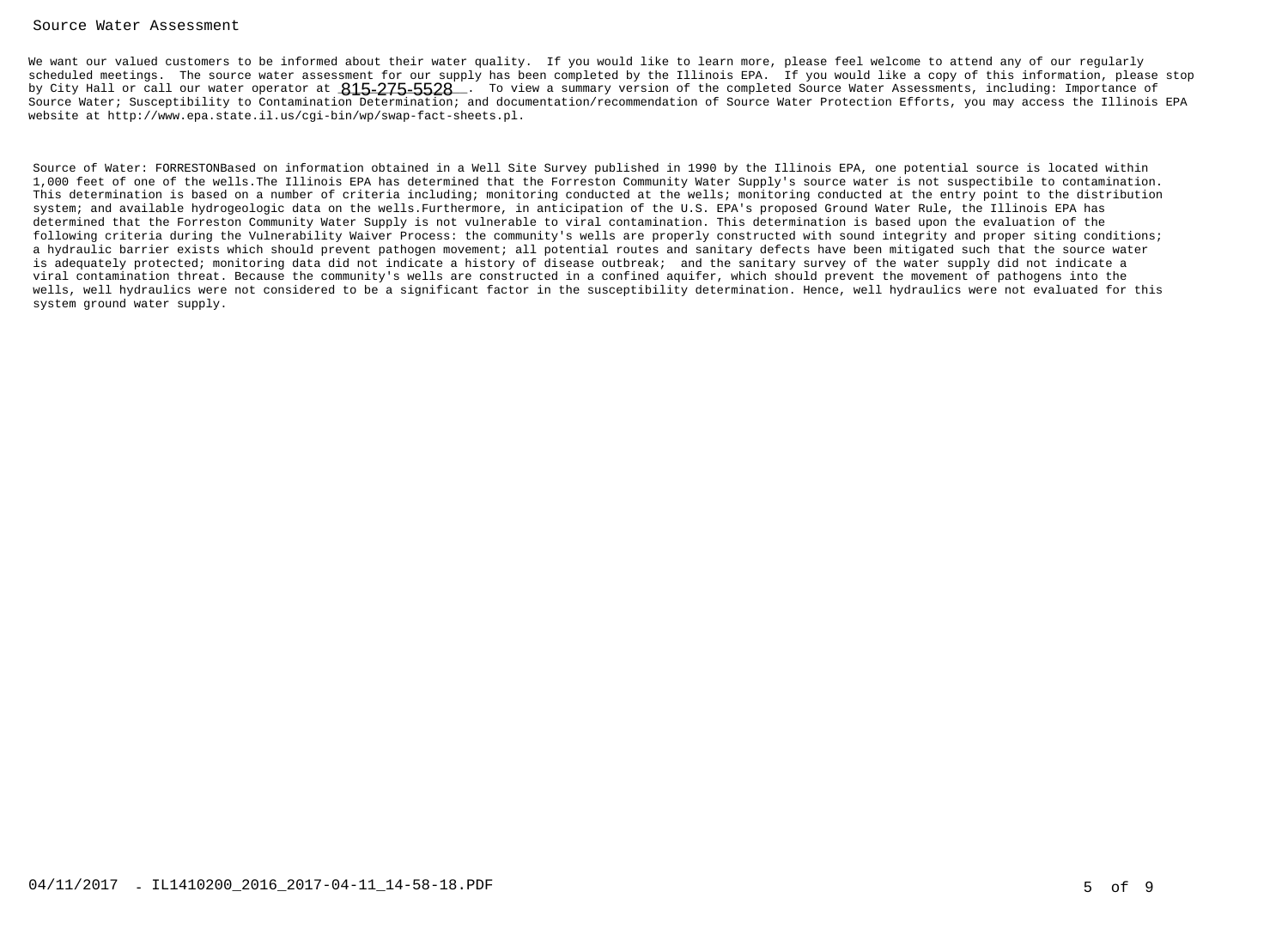# Source Water Assessment

We want our valued customers to be informed about their water quality. If you would like to learn more, please feel welcome to attend any of our regularly scheduled meetings. The source water assessment for our supply has been completed by the Illinois EPA. If you would like a copy of this information, please stop by City Hall or call our water operator at 815-275-5528. To view a summary version of the completed Source Water Assessments, including: Importance of Source Water; Susceptibility to Contamination Determination; and documentation/recommendation of Source Water Protection Efforts, you may access the Illinois EPA website at http://www.epa.state.il.us/cgi-bin/wp/swap-fact-sheets.pl.

Source of Water: FORRESTONBased on information obtained in a Well Site Survey published in 1990 by the Illinois EPA, one potential source is located within 1,000 feet of one of the wells.The Illinois EPA has determined that the Forreston Community Water Supply's source water is not suspectibile to contamination. This determination is based on a number of criteria including; monitoring conducted at the wells; monitoring conducted at the entry point to the distribution system; and available hydrogeologic data on the wells.Furthermore, in anticipation of the U.S. EPA's proposed Ground Water Rule, the Illinois EPA has determined that the Forreston Community Water Supply is not vulnerable to viral contamination. This determination is based upon the evaluation of the following criteria during the Vulnerability Waiver Process: the community's wells are properly constructed with sound integrity and proper siting conditions; a hydraulic barrier exists which should prevent pathogen movement; all potential routes and sanitary defects have been mitigated such that the source water is adequately protected; monitoring data did not indicate a history of disease outbreak; and the sanitary survey of the water supply did not indicate a viral contamination threat. Because the community's wells are constructed in a confined aquifer, which should prevent the movement of pathogens into the wells, well hydraulics were not considered to be a significant factor in the susceptibility determination. Hence, well hydraulics were not evaluated for this system ground water supply.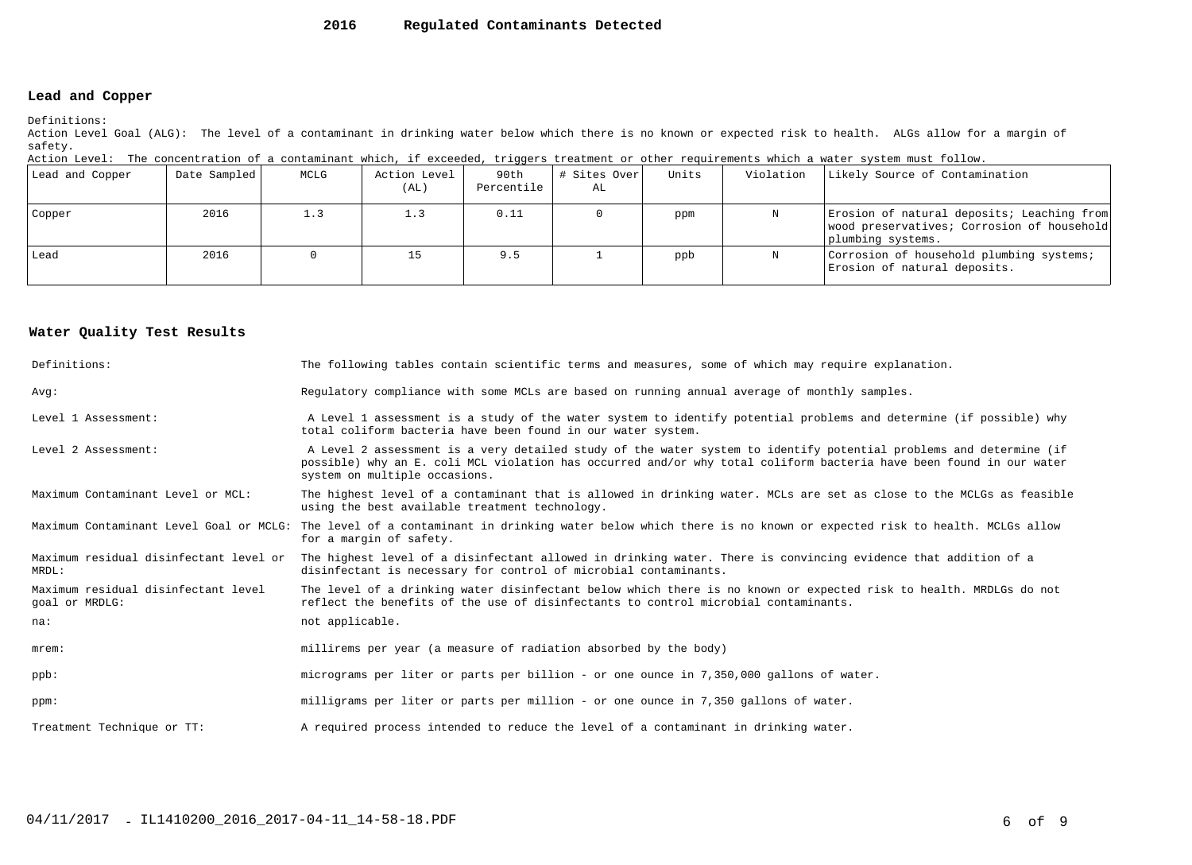# 2016 Regulated Contaminants Detected

## Lead and Copper

Definitions:

Action Level Goal (ALG): The level of a contaminant in drinking water below which there is no known or expected risk to health. ALGs allow for a margin of safety.

Action Level: The concentration of a contaminant which, if exceeded, triggers treatment or other requirements which a water system must follow.

| Lead and Copper | Date Sampled | MCLG | Action Level (AL) | 90th Percentile | # Sites Over AL | Units | Violation | Likely Source of Contamination |
|---|---|---|---|---|---|---|---|---|
| Copper | 2016 | 1.3 | 1.3 | 0.11 | 0 | ppm | N | Erosion of natural deposits; Leaching from wood preservatives; Corrosion of household plumbing systems. |
| Lead | 2016 | 0 | 15 | 9.5 | 1 | ppb | N | Corrosion of household plumbing systems; Erosion of natural deposits. |

## Water Quality Test Results

| | |
|---|---|
| Definitions: | The following tables contain scientific terms and measures, some of which may require explanation. |
| Avg: | Regulatory compliance with some MCLs are based on running annual average of monthly samples. |
| Level 1 Assessment: | A Level 1 assessment is a study of the water system to identify potential problems and determine (if possible) why total coliform bacteria have been found in our water system. |
| Level 2 Assessment: | A Level 2 assessment is a very detailed study of the water system to identify potential problems and determine (if possible) why an E. coli MCL violation has occurred and/or why total coliform bacteria have been found in our water system on multiple occasions. |
| Maximum Contaminant Level or MCL: | The highest level of a contaminant that is allowed in drinking water. MCLs are set as close to the MCLGs as feasible using the best available treatment technology. |
| Maximum Contaminant Level Goal or MCLG: | The level of a contaminant in drinking water below which there is no known or expected risk to health. MCLGs allow for a margin of safety. |
| Maximum residual disinfectant level or MRDL: | The highest level of a disinfectant allowed in drinking water. There is convincing evidence that addition of a disinfectant is necessary for control of microbial contaminants. |
| Maximum residual disinfectant level goal or MRDLG: | The level of a drinking water disinfectant below which there is no known or expected risk to health. MRDLGs do not reflect the benefits of the use of disinfectants to control microbial contaminants. |
| na: | not applicable. |
| mrem: | millirems per year (a measure of radiation absorbed by the body) |
| ppb: | micrograms per liter or parts per billion - or one ounce in 7,350,000 gallons of water. |
| ppm: | milligrams per liter or parts per million - or one ounce in 7,350 gallons of water. |
| Treatment Technique or TT: | A required process intended to reduce the level of a contaminant in drinking water. |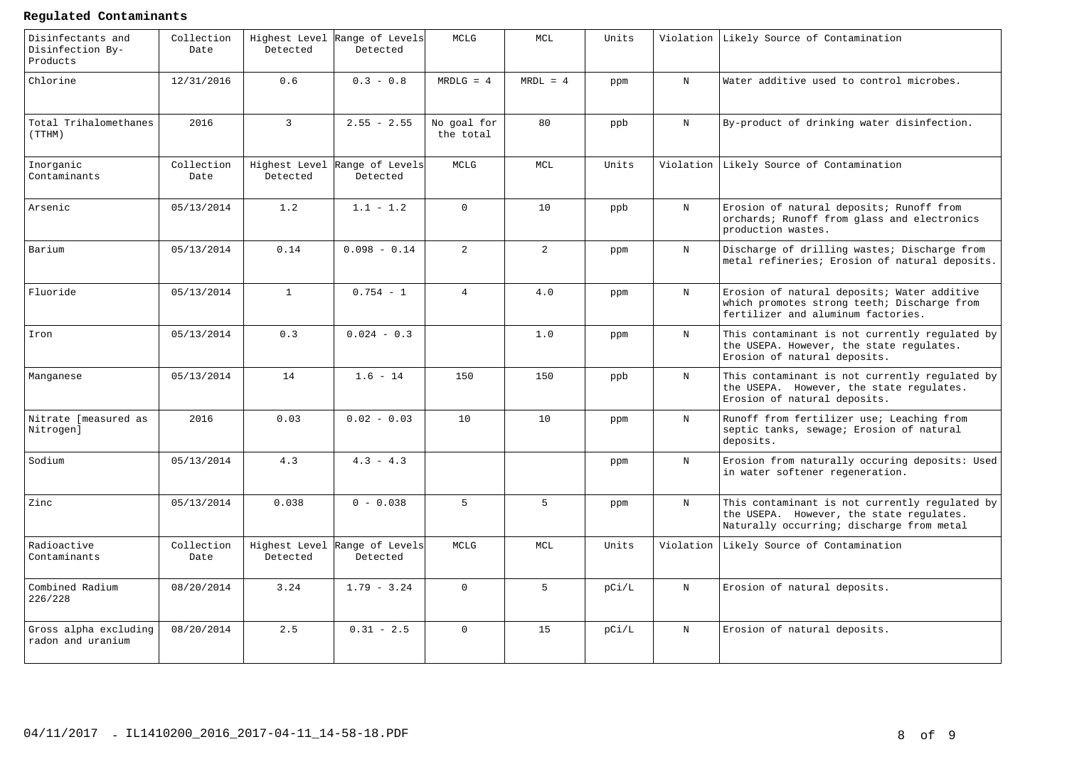**Regulated Contaminants**

| Disinfectants and Disinfection By-Products | Collection Date | Highest Level Detected | Range of Levels Detected | MCLG | MCL | Units | Violation | Likely Source of Contamination |
|---|---|---|---|---|---|---|---|---|
| Chlorine | 12/31/2016 | 0.6 | 0.3 - 0.8 | MRDLG = 4 | MRDL = 4 | ppm | N | Water additive used to control microbes. |
| Total Trihalomethanes (TTHM) | 2016 | 3 | 2.55 - 2.55 | No goal for the total | 80 | ppb | N | By-product of drinking water disinfection. |
| Inorganic Contaminants | Collection Date | Highest Level Detected | Range of Levels Detected | MCLG | MCL | Units | Violation | Likely Source of Contamination |
| Arsenic | 05/13/2014 | 1.2 | 1.1 - 1.2 | 0 | 10 | ppb | N | Erosion of natural deposits; Runoff from orchards; Runoff from glass and electronics production wastes. |
| Barium | 05/13/2014 | 0.14 | 0.098 - 0.14 | 2 | 2 | ppm | N | Discharge of drilling wastes; Discharge from metal refineries; Erosion of natural deposits. |
| Fluoride | 05/13/2014 | 1 | 0.754 - 1 | 4 | 4.0 | ppm | N | Erosion of natural deposits; Water additive which promotes strong teeth; Discharge from fertilizer and aluminum factories. |
| Iron | 05/13/2014 | 0.3 | 0.024 - 0.3 | | 1.0 | ppm | N | This contaminant is not currently regulated by the USEPA. However, the state regulates. Erosion of natural deposits. |
| Manganese | 05/13/2014 | 14 | 1.6 - 14 | 150 | 150 | ppb | N | This contaminant is not currently regulated by the USEPA. However, the state regulates. Erosion of natural deposits. |
| Nitrate [measured as Nitrogen] | 2016 | 0.03 | 0.02 - 0.03 | 10 | 10 | ppm | N | Runoff from fertilizer use; Leaching from septic tanks, sewage; Erosion of natural deposits. |
| Sodium | 05/13/2014 | 4.3 | 4.3 - 4.3 | | | ppm | N | Erosion from naturally occuring deposits: Used in water softener regeneration. |
| Zinc | 05/13/2014 | 0.038 | 0 - 0.038 | 5 | 5 | ppm | N | This contaminant is not currently regulated by the USEPA. However, the state regulates. Naturally occurring; discharge from metal |
| Radioactive Contaminants | Collection Date | Highest Level Detected | Range of Levels Detected | MCLG | MCL | Units | Violation | Likely Source of Contamination |
| Combined Radium 226/228 | 08/20/2014 | 3.24 | 1.79 - 3.24 | 0 | 5 | pCi/L | N | Erosion of natural deposits. |
| Gross alpha excluding radon and uranium | 08/20/2014 | 2.5 | 0.31 - 2.5 | 0 | 15 | pCi/L | N | Erosion of natural deposits. |

04/11/2017 - IL1410200_2016_2017-04-11_14-58-18.PDF